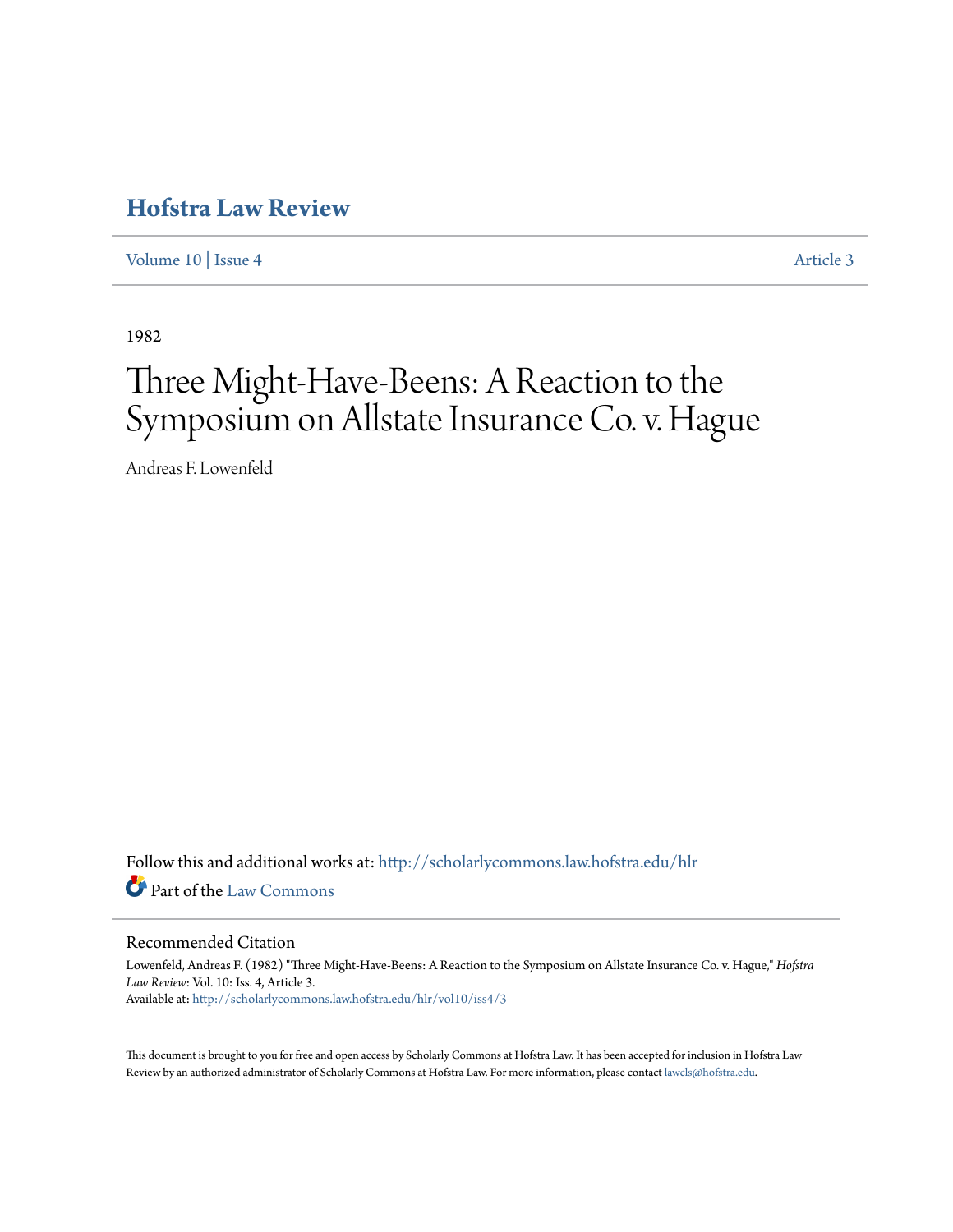# Hofstra Law Review

Volume 10 | Issue 4 Article 3

1982

# Three Might-Have-Beens: A Reaction to the Symposium on Allstate Insurance Co. v. Hague

Andreas F. Lowenfeld

Follow this and additional works at: http://scholarlycommons.law.hofstra.edu/hlr

Part of the Law Commons

## Recommended Citation

Lowenfeld, Andreas F. (1982) "Three Might-Have-Beens: A Reaction to the Symposium on Allstate Insurance Co. v. Hague," *Hofstra Law Review*: Vol. 10: Iss. 4, Article 3.
Available at: http://scholarlycommons.law.hofstra.edu/hlr/vol10/iss4/3

This document is brought to you for free and open access by Scholarly Commons at Hofstra Law. It has been accepted for inclusion in Hofstra Law Review by an authorized administrator of Scholarly Commons at Hofstra Law. For more information, please contact lawcls@hofstra.edu.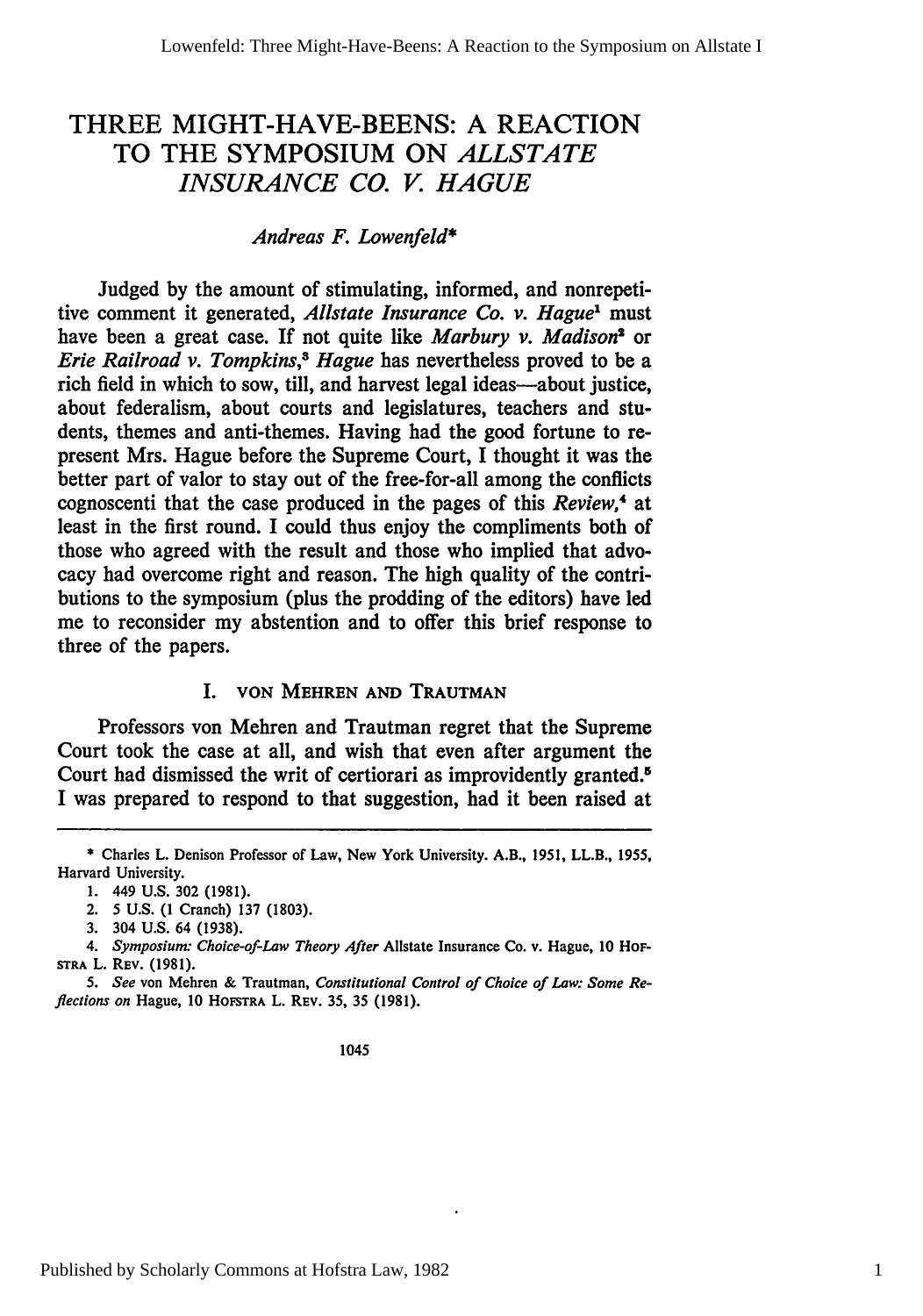# THREE MIGHT-HAVE-BEENS: A REACTION TO THE SYMPOSIUM ON *ALLSTATE INSURANCE CO. V. HAGUE*

*Andreas F. Lowenfeld\**

Judged by the amount of stimulating, informed, and nonrepetitive comment it generated, *Allstate Insurance Co. v. Hague*[1] must have been a great case. If not quite like *Marbury v. Madison*[2] or *Erie Railroad v. Tompkins*,[3] *Hague* has nevertheless proved to be a rich field in which to sow, till, and harvest legal ideas—about justice, about federalism, about courts and legislatures, teachers and students, themes and anti-themes. Having had the good fortune to represent Mrs. Hague before the Supreme Court, I thought it was the better part of valor to stay out of the free-for-all among the conflicts cognoscenti that the case produced in the pages of this *Review*,[4] at least in the first round. I could thus enjoy the compliments both of those who agreed with the result and those who implied that advocacy had overcome right and reason. The high quality of the contributions to the symposium (plus the prodding of the editors) have led me to reconsider my abstention and to offer this brief response to three of the papers.

## I. VON MEHREN AND TRAUTMAN

Professors von Mehren and Trautman regret that the Supreme Court took the case at all, and wish that even after argument the Court had dismissed the writ of certiorari as improvidently granted.[5] I was prepared to respond to that suggestion, had it been raised at

---

\* Charles L. Denison Professor of Law, New York University. A.B., 1951, LL.B., 1955, Harvard University.

1. 449 U.S. 302 (1981).

2. 5 U.S. (1 Cranch) 137 (1803).

3. 304 U.S. 64 (1938).

4. *Symposium: Choice-of-Law Theory After* Allstate Insurance Co. v. Hague, 10 HOFSTRA L. REV. (1981).

5. *See* von Mehren & Trautman, *Constitutional Control of Choice of Law: Some Reflections on* Hague, 10 HOFSTRA L. REV. 35, 35 (1981).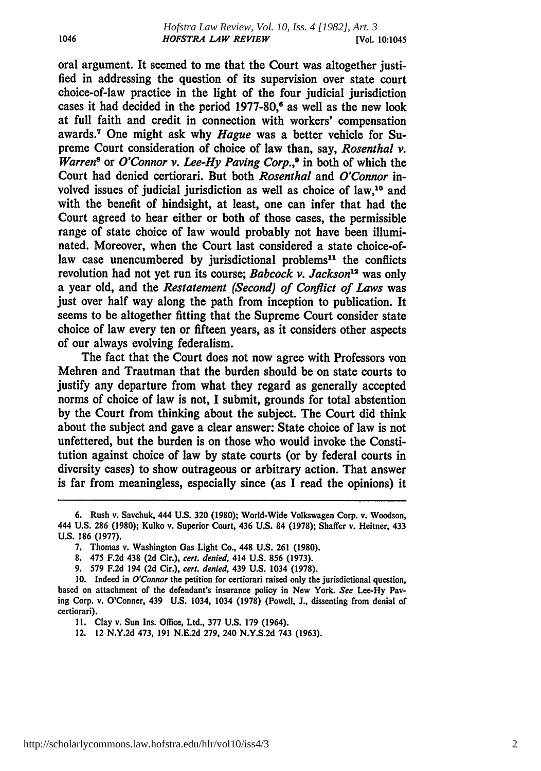oral argument. It seemed to me that the Court was altogether justified in addressing the question of its supervision over state court choice-of-law practice in the light of the four judicial jurisdiction cases it had decided in the period 1977-80,[6] as well as the new look at full faith and credit in connection with workers' compensation awards.[7] One might ask why *Hague* was a better vehicle for Supreme Court consideration of choice of law than, say, *Rosenthal v. Warren*[8] or *O'Connor v. Lee-Hy Paving Corp.*,[9] in both of which the Court had denied certiorari. But both *Rosenthal* and *O'Connor* involved issues of judicial jurisdiction as well as choice of law,[10] and with the benefit of hindsight, at least, one can infer that had the Court agreed to hear either or both of those cases, the permissible range of state choice of law would probably not have been illuminated. Moreover, when the Court last considered a state choice-of-law case unencumbered by jurisdictional problems[11] the conflicts revolution had not yet run its course; *Babcock v. Jackson*[12] was only a year old, and the *Restatement (Second) of Conflict of Laws* was just over half way along the path from inception to publication. It seems to be altogether fitting that the Supreme Court consider state choice of law every ten or fifteen years, as it considers other aspects of our always evolving federalism.

The fact that the Court does not now agree with Professors von Mehren and Trautman that the burden should be on state courts to justify any departure from what they regard as generally accepted norms of choice of law is not, I submit, grounds for total abstention by the Court from thinking about the subject. The Court did think about the subject and gave a clear answer: State choice of law is not unfettered, but the burden is on those who would invoke the Constitution against choice of law by state courts (or by federal courts in diversity cases) to show outrageous or arbitrary action. That answer is far from meaningless, especially since (as I read the opinions) it

---

6. Rush v. Savchuk, 444 U.S. 320 (1980); World-Wide Volkswagen Corp. v. Woodson, 444 U.S. 286 (1980); Kulko v. Superior Court, 436 U.S. 84 (1978); Shaffer v. Heitner, 433 U.S. 186 (1977).

7. Thomas v. Washington Gas Light Co., 448 U.S. 261 (1980).

8. 475 F.2d 438 (2d Cir.), *cert. denied,* 414 U.S. 856 (1973).

9. 579 F.2d 194 (2d Cir.), *cert. denied,* 439 U.S. 1034 (1978).

10. Indeed in *O'Connor* the petition for certiorari raised only the jurisdictional question, based on attachment of the defendant's insurance policy in New York. *See* Lee-Hy Paving Corp. v. O'Conner, 439 U.S. 1034, 1034 (1978) (Powell, J., dissenting from denial of certiorari).

11. Clay v. Sun Ins. Office, Ltd., 377 U.S. 179 (1964).

12. 12 N.Y.2d 473, 191 N.E.2d 279, 240 N.Y.S.2d 743 (1963).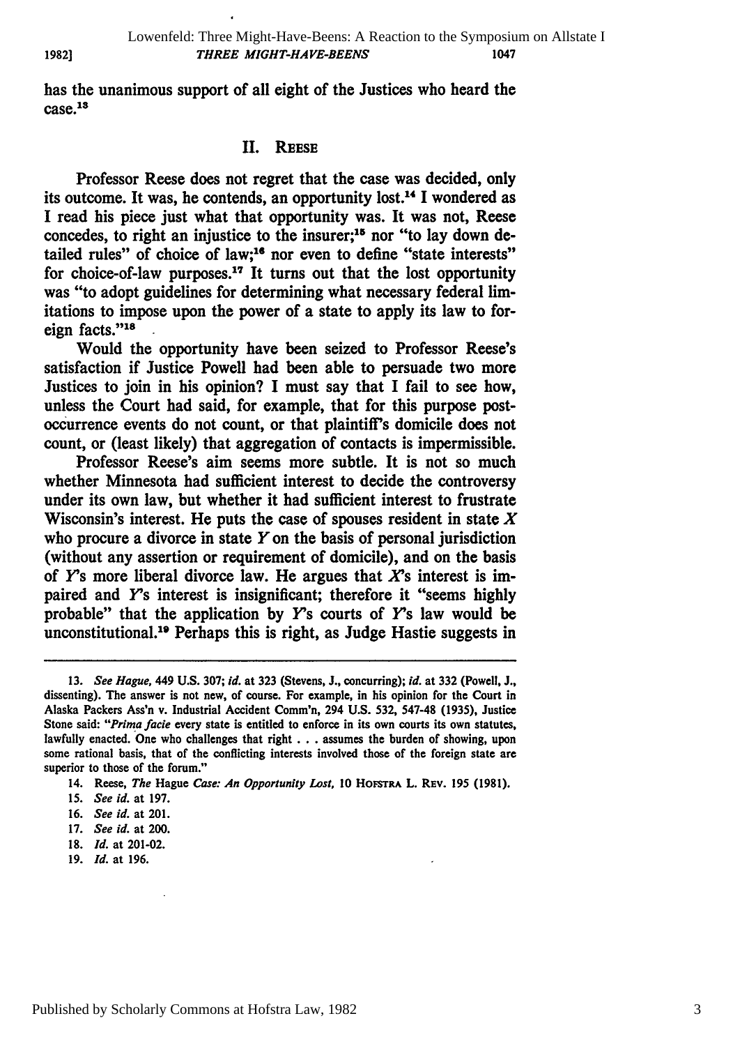has the unanimous support of all eight of the Justices who heard the case.[13]

## II. Reese

Professor Reese does not regret that the case was decided, only its outcome. It was, he contends, an opportunity lost.[14] I wondered as I read his piece just what that opportunity was. It was not, Reese concedes, to right an injustice to the insurer;[15] nor "to lay down detailed rules" of choice of law;[16] nor even to define "state interests" for choice-of-law purposes.[17] It turns out that the lost opportunity was "to adopt guidelines for determining what necessary federal limitations to impose upon the power of a state to apply its law to foreign facts."[18]

Would the opportunity have been seized to Professor Reese's satisfaction if Justice Powell had been able to persuade two more Justices to join in his opinion? I must say that I fail to see how, unless the Court had said, for example, that for this purpose post-occurrence events do not count, or that plaintiff's domicile does not count, or (least likely) that aggregation of contacts is impermissible.

Professor Reese's aim seems more subtle. It is not so much whether Minnesota had sufficient interest to decide the controversy under its own law, but whether it had sufficient interest to frustrate Wisconsin's interest. He puts the case of spouses resident in state *X* who procure a divorce in state *Y* on the basis of personal jurisdiction (without any assertion or requirement of domicile), and on the basis of *Y*'s more liberal divorce law. He argues that *X*'s interest is impaired and *Y*'s interest is insignificant; therefore it "seems highly probable" that the application by *Y*'s courts of *Y*'s law would be unconstitutional.[19] Perhaps this is right, as Judge Hastie suggests in

---

13. *See Hague*, 449 U.S. 307; *id.* at 323 (Stevens, J., concurring); *id.* at 332 (Powell, J., dissenting). The answer is not new, of course. For example, in his opinion for the Court in Alaska Packers Ass'n v. Industrial Accident Comm'n, 294 U.S. 532, 547-48 (1935), Justice Stone said: "*Prima facie* every state is entitled to enforce in its own courts its own statutes, lawfully enacted. One who challenges that right . . . assumes the burden of showing, upon some rational basis, that of the conflicting interests involved those of the foreign state are superior to those of the forum."

14. Reese, *The* Hague *Case: An Opportunity Lost*, 10 Hofstra L. Rev. 195 (1981).

15. *See id.* at 197.

16. *See id.* at 201.

17. *See id.* at 200.

18. *Id.* at 201-02.

19. *Id.* at 196.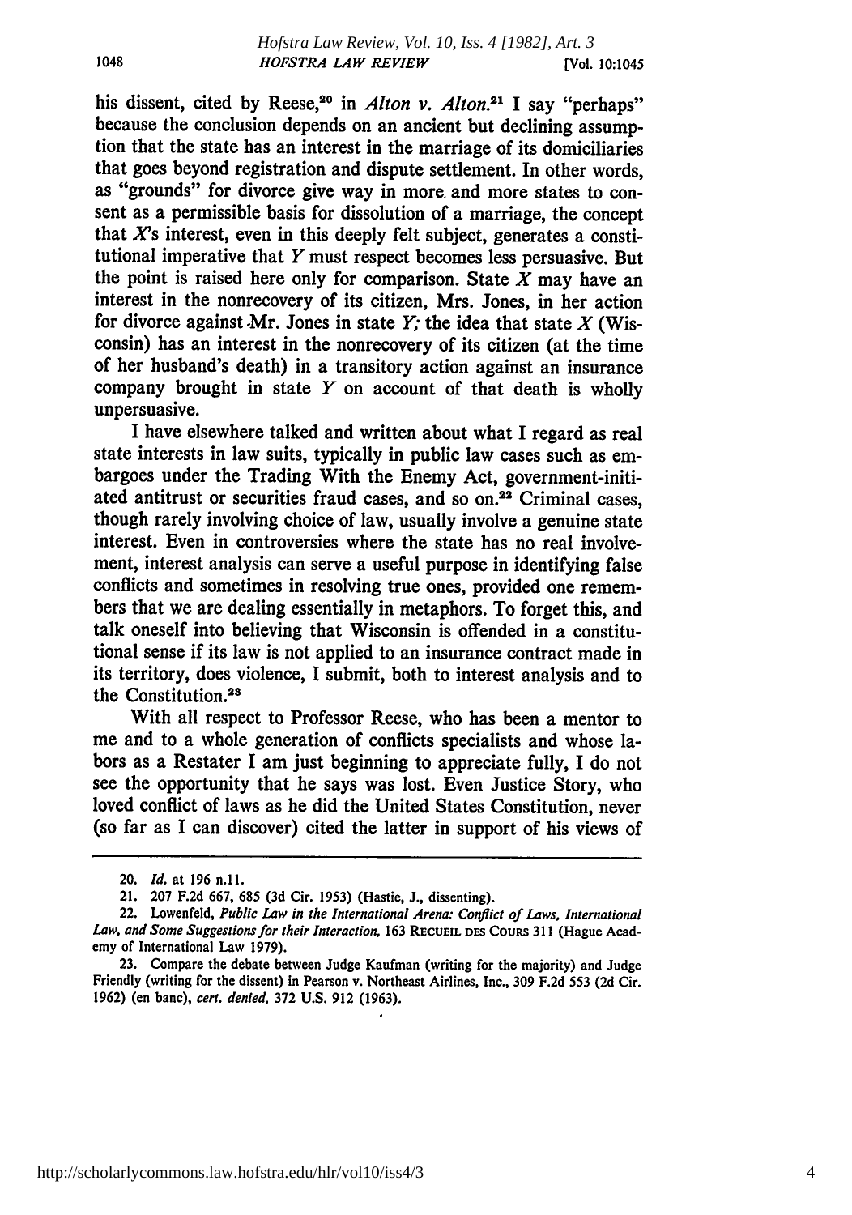his dissent, cited by Reese,[20] in *Alton v. Alton*.[21] I say "perhaps" because the conclusion depends on an ancient but declining assumption that the state has an interest in the marriage of its domiciliaries that goes beyond registration and dispute settlement. In other words, as "grounds" for divorce give way in more and more states to consent as a permissible basis for dissolution of a marriage, the concept that *X*'s interest, even in this deeply felt subject, generates a constitutional imperative that *Y* must respect becomes less persuasive. But the point is raised here only for comparison. State *X* may have an interest in the nonrecovery of its citizen, Mrs. Jones, in her action for divorce against Mr. Jones in state *Y*; the idea that state *X* (Wisconsin) has an interest in the nonrecovery of its citizen (at the time of her husband's death) in a transitory action against an insurance company brought in state *Y* on account of that death is wholly unpersuasive.

I have elsewhere talked and written about what I regard as real state interests in law suits, typically in public law cases such as embargoes under the Trading With the Enemy Act, government-initiated antitrust or securities fraud cases, and so on.[22] Criminal cases, though rarely involving choice of law, usually involve a genuine state interest. Even in controversies where the state has no real involvement, interest analysis can serve a useful purpose in identifying false conflicts and sometimes in resolving true ones, provided one remembers that we are dealing essentially in metaphors. To forget this, and talk oneself into believing that Wisconsin is offended in a constitutional sense if its law is not applied to an insurance contract made in its territory, does violence, I submit, both to interest analysis and to the Constitution.[23]

With all respect to Professor Reese, who has been a mentor to me and to a whole generation of conflicts specialists and whose labors as a Restater I am just beginning to appreciate fully, I do not see the opportunity that he says was lost. Even Justice Story, who loved conflict of laws as he did the United States Constitution, never (so far as I can discover) cited the latter in support of his views of

---

20. *Id.* at 196 n.11.

21. 207 F.2d 667, 685 (3d Cir. 1953) (Hastie, J., dissenting).

22. Lowenfeld, *Public Law in the International Arena: Conflict of Laws, International Law, and Some Suggestions for their Interaction*, 163 RECUEIL DES COURS 311 (Hague Academy of International Law 1979).

23. Compare the debate between Judge Kaufman (writing for the majority) and Judge Friendly (writing for the dissent) in Pearson v. Northeast Airlines, Inc., 309 F.2d 553 (2d Cir. 1962) (en banc), *cert. denied*, 372 U.S. 912 (1963).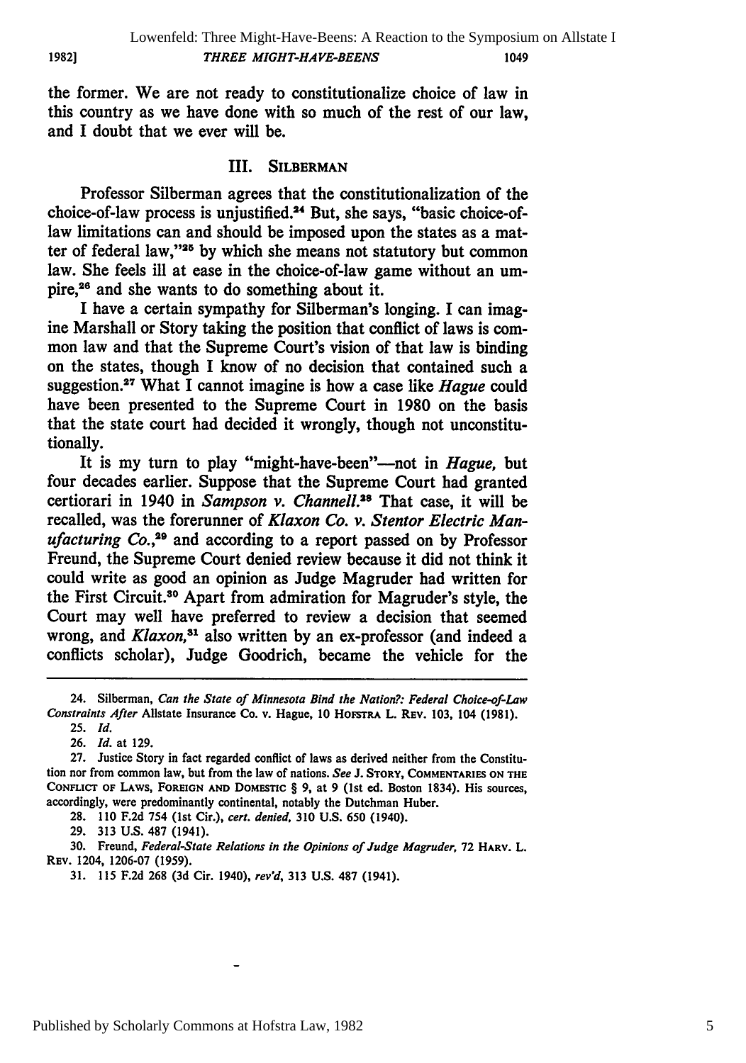the former. We are not ready to constitutionalize choice of law in this country as we have done with so much of the rest of our law, and I doubt that we ever will be.

## III. SILBERMAN

Professor Silberman agrees that the constitutionalization of the choice-of-law process is unjustified.[24] But, she says, "basic choice-of-law limitations can and should be imposed upon the states as a matter of federal law,"[25] by which she means not statutory but common law. She feels ill at ease in the choice-of-law game without an umpire,[26] and she wants to do something about it.

I have a certain sympathy for Silberman's longing. I can imagine Marshall or Story taking the position that conflict of laws is common law and that the Supreme Court's vision of that law is binding on the states, though I know of no decision that contained such a suggestion.[27] What I cannot imagine is how a case like *Hague* could have been presented to the Supreme Court in 1980 on the basis that the state court had decided it wrongly, though not unconstitutionally.

It is my turn to play "might-have-been"—not in *Hague*, but four decades earlier. Suppose that the Supreme Court had granted certiorari in 1940 in *Sampson v. Channell*.[28] That case, it will be recalled, was the forerunner of *Klaxon Co. v. Stentor Electric Manufacturing Co.*,[29] and according to a report passed on by Professor Freund, the Supreme Court denied review because it did not think it could write as good an opinion as Judge Magruder had written for the First Circuit.[30] Apart from admiration for Magruder's style, the Court may well have preferred to review a decision that seemed wrong, and *Klaxon*,[31] also written by an ex-professor (and indeed a conflicts scholar), Judge Goodrich, became the vehicle for the

---

24. Silberman, *Can the State of Minnesota Bind the Nation?: Federal Choice-of-Law Constraints After* Allstate Insurance Co. v. Hague, 10 HOFSTRA L. REV. 103, 104 (1981).

25. *Id.*

26. *Id.* at 129.

27. Justice Story in fact regarded conflict of laws as derived neither from the Constitution nor from common law, but from the law of nations. *See* J. STORY, COMMENTARIES ON THE CONFLICT OF LAWS, FOREIGN AND DOMESTIC § 9, at 9 (1st ed. Boston 1834). His sources, accordingly, were predominantly continental, notably the Dutchman Huber.

28. 110 F.2d 754 (1st Cir.), *cert. denied*, 310 U.S. 650 (1940).

29. 313 U.S. 487 (1941).

30. Freund, *Federal-State Relations in the Opinions of Judge Magruder*, 72 HARV. L. REV. 1204, 1206-07 (1959).

31. 115 F.2d 268 (3d Cir. 1940), *rev'd*, 313 U.S. 487 (1941).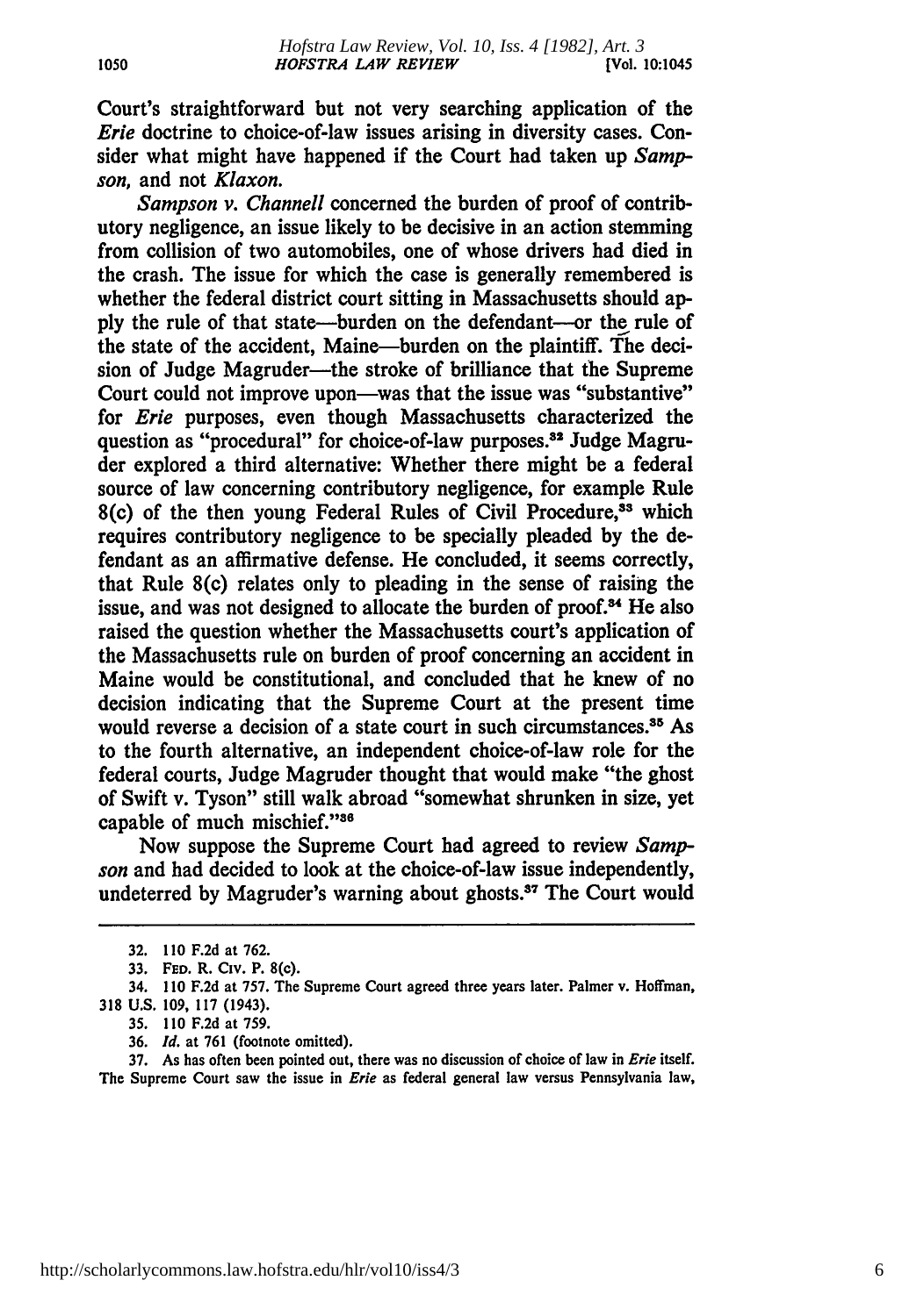Court's straightforward but not very searching application of the *Erie* doctrine to choice-of-law issues arising in diversity cases. Consider what might have happened if the Court had taken up *Sampson,* and not *Klaxon.*

*Sampson v. Channell* concerned the burden of proof of contributory negligence, an issue likely to be decisive in an action stemming from collision of two automobiles, one of whose drivers had died in the crash. The issue for which the case is generally remembered is whether the federal district court sitting in Massachusetts should apply the rule of that state—burden on the defendant—or the rule of the state of the accident, Maine—burden on the plaintiff. The decision of Judge Magruder—the stroke of brilliance that the Supreme Court could not improve upon—was that the issue was "substantive" for *Erie* purposes, even though Massachusetts characterized the question as "procedural" for choice-of-law purposes.[32] Judge Magruder explored a third alternative: Whether there might be a federal source of law concerning contributory negligence, for example Rule 8(c) of the then young Federal Rules of Civil Procedure,[33] which requires contributory negligence to be specially pleaded by the defendant as an affirmative defense. He concluded, it seems correctly, that Rule 8(c) relates only to pleading in the sense of raising the issue, and was not designed to allocate the burden of proof.[34] He also raised the question whether the Massachusetts court's application of the Massachusetts rule on burden of proof concerning an accident in Maine would be constitutional, and concluded that he knew of no decision indicating that the Supreme Court at the present time would reverse a decision of a state court in such circumstances.[35] As to the fourth alternative, an independent choice-of-law role for the federal courts, Judge Magruder thought that would make "the ghost of Swift v. Tyson" still walk abroad "somewhat shrunken in size, yet capable of much mischief."[36]

Now suppose the Supreme Court had agreed to review *Sampson* and had decided to look at the choice-of-law issue independently, undeterred by Magruder's warning about ghosts.[37] The Court would

---

32. 110 F.2d at 762.

33. FED. R. CIV. P. 8(c).

34. 110 F.2d at 757. The Supreme Court agreed three years later. Palmer v. Hoffman, 318 U.S. 109, 117 (1943).

35. 110 F.2d at 759.

36. *Id.* at 761 (footnote omitted).

37. As has often been pointed out, there was no discussion of choice of law in *Erie* itself. The Supreme Court saw the issue in *Erie* as federal general law versus Pennsylvania law,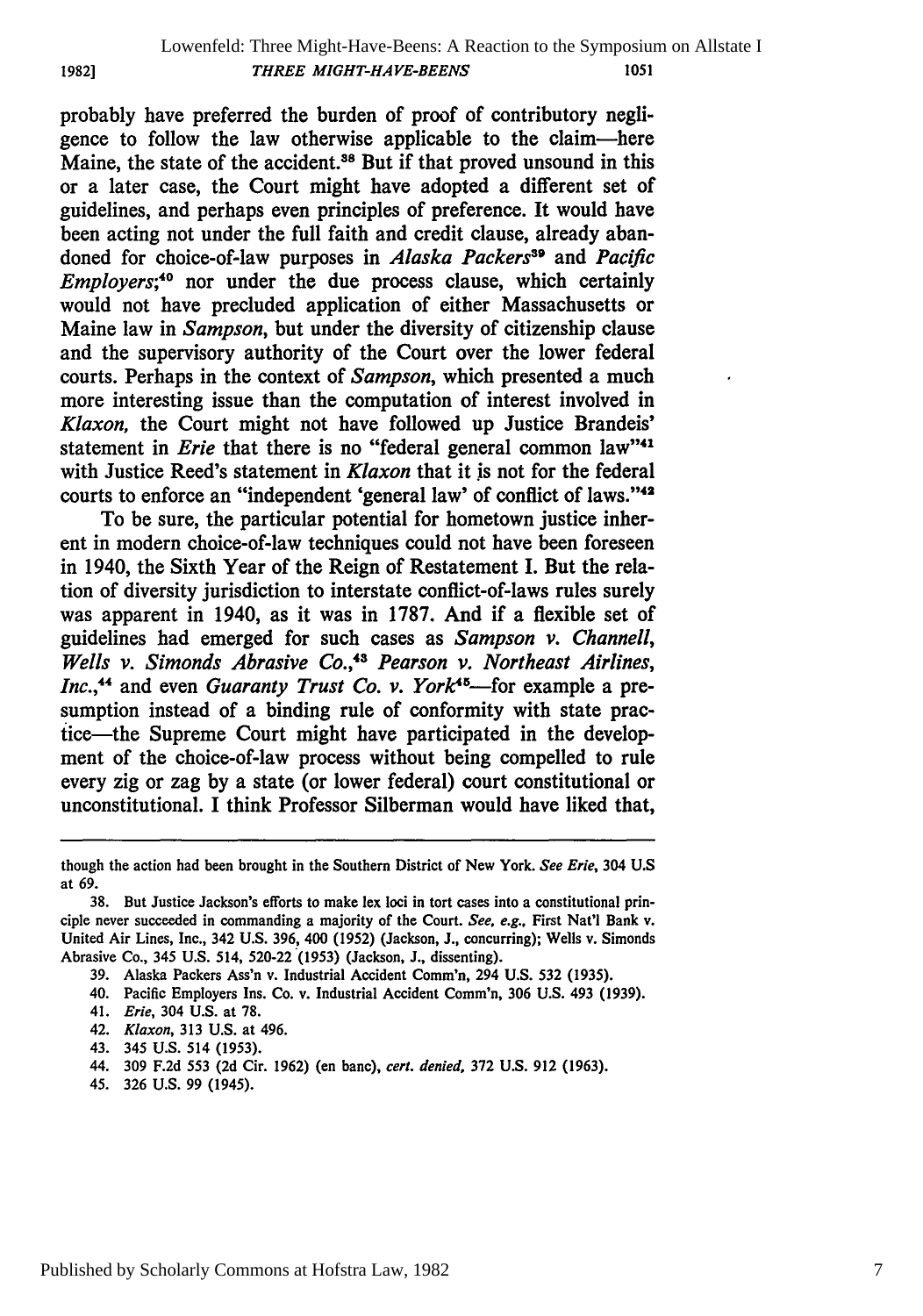probably have preferred the burden of proof of contributory negligence to follow the law otherwise applicable to the claim—here Maine, the state of the accident.[38] But if that proved unsound in this or a later case, the Court might have adopted a different set of guidelines, and perhaps even principles of preference. It would have been acting not under the full faith and credit clause, already abandoned for choice-of-law purposes in *Alaska Packers*[39] and *Pacific Employers*;[40] nor under the due process clause, which certainly would not have precluded application of either Massachusetts or Maine law in *Sampson*, but under the diversity of citizenship clause and the supervisory authority of the Court over the lower federal courts. Perhaps in the context of *Sampson*, which presented a much more interesting issue than the computation of interest involved in *Klaxon*, the Court might not have followed up Justice Brandeis' statement in *Erie* that there is no "federal general common law"[41] with Justice Reed's statement in *Klaxon* that it is not for the federal courts to enforce an "independent 'general law' of conflict of laws."[42]

To be sure, the particular potential for hometown justice inherent in modern choice-of-law techniques could not have been foreseen in 1940, the Sixth Year of the Reign of Restatement I. But the relation of diversity jurisdiction to interstate conflict-of-laws rules surely was apparent in 1940, as it was in 1787. And if a flexible set of guidelines had emerged for such cases as *Sampson v. Channell*, *Wells v. Simonds Abrasive Co.*,[43] *Pearson v. Northeast Airlines, Inc.*,[44] and even *Guaranty Trust Co. v. York*[45]—for example a presumption instead of a binding rule of conformity with state practice—the Supreme Court might have participated in the development of the choice-of-law process without being compelled to rule every zig or zag by a state (or lower federal) court constitutional or unconstitutional. I think Professor Silberman would have liked that,

---

though the action had been brought in the Southern District of New York. *See Erie*, 304 U.S at 69.

38. But Justice Jackson's efforts to make lex loci in tort cases into a constitutional principle never succeeded in commanding a majority of the Court. *See, e.g.*, First Nat'l Bank v. United Air Lines, Inc., 342 U.S. 396, 400 (1952) (Jackson, J., concurring); Wells v. Simonds Abrasive Co., 345 U.S. 514, 520-22 (1953) (Jackson, J., dissenting).

39. Alaska Packers Ass'n v. Industrial Accident Comm'n, 294 U.S. 532 (1935).

40. Pacific Employers Ins. Co. v. Industrial Accident Comm'n, 306 U.S. 493 (1939).

41. *Erie*, 304 U.S. at 78.

42. *Klaxon*, 313 U.S. at 496.

43. 345 U.S. 514 (1953).

44. 309 F.2d 553 (2d Cir. 1962) (en banc), *cert. denied*, 372 U.S. 912 (1963).

45. 326 U.S. 99 (1945).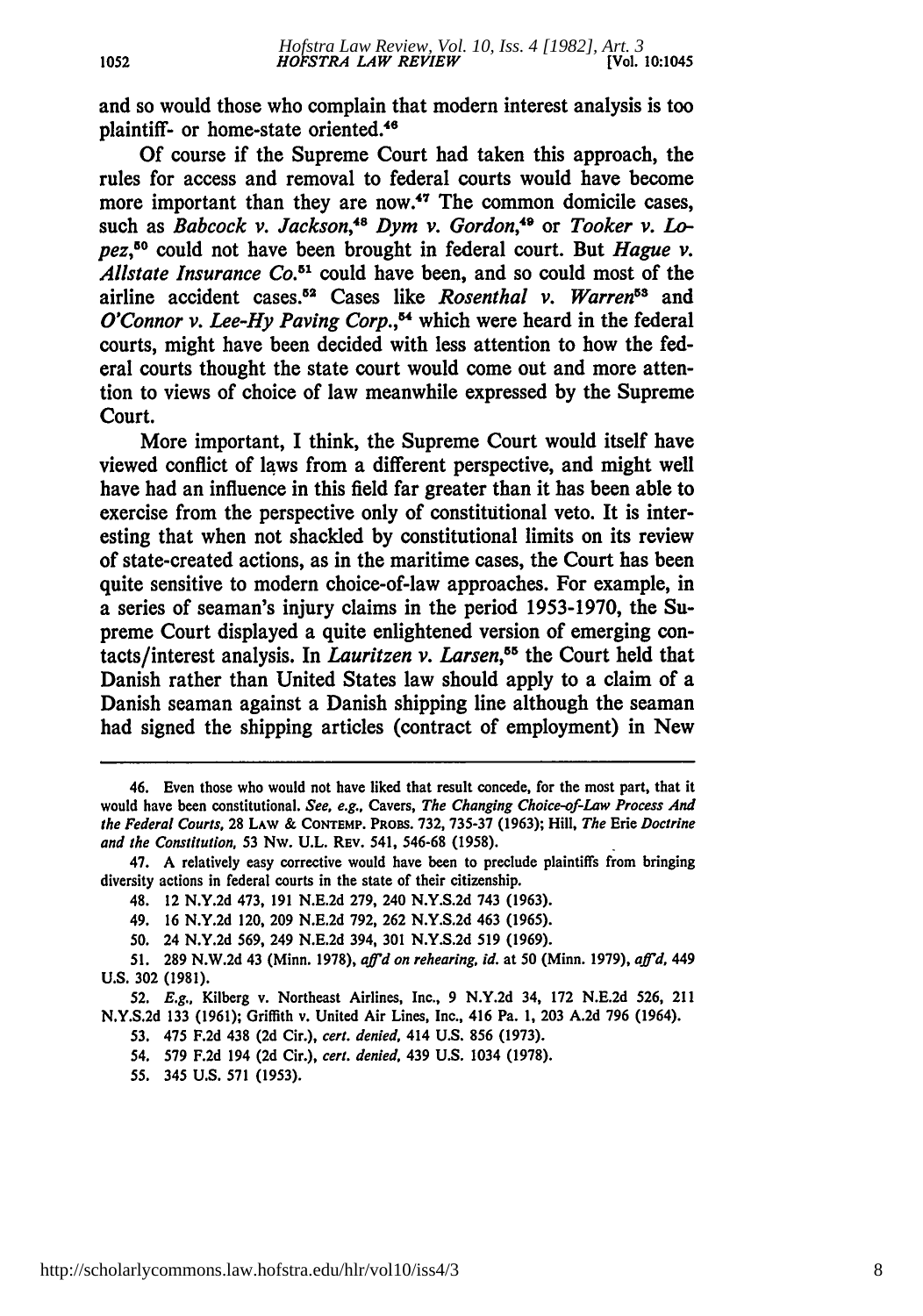and so would those who complain that modern interest analysis is too plaintiff- or home-state oriented.[46]

Of course if the Supreme Court had taken this approach, the rules for access and removal to federal courts would have become more important than they are now.[47] The common domicile cases, such as *Babcock v. Jackson*,[48] *Dym v. Gordon*,[49] or *Tooker v. Lopez*,[50] could not have been brought in federal court. But *Hague v. Allstate Insurance Co.*[51] could have been, and so could most of the airline accident cases.[52] Cases like *Rosenthal v. Warren*[53] and *O'Connor v. Lee-Hy Paving Corp.*,[54] which were heard in the federal courts, might have been decided with less attention to how the federal courts thought the state court would come out and more attention to views of choice of law meanwhile expressed by the Supreme Court.

More important, I think, the Supreme Court would itself have viewed conflict of laws from a different perspective, and might well have had an influence in this field far greater than it has been able to exercise from the perspective only of constitutional veto. It is interesting that when not shackled by constitutional limits on its review of state-created actions, as in the maritime cases, the Court has been quite sensitive to modern choice-of-law approaches. For example, in a series of seaman's injury claims in the period 1953-1970, the Supreme Court displayed a quite enlightened version of emerging contacts/interest analysis. In *Lauritzen v. Larsen*,[55] the Court held that Danish rather than United States law should apply to a claim of a Danish seaman against a Danish shipping line although the seaman had signed the shipping articles (contract of employment) in New

---

46. Even those who would not have liked that result concede, for the most part, that it would have been constitutional. *See, e.g.*, Cavers, *The Changing Choice-of-Law Process And the Federal Courts*, 28 LAW & CONTEMP. PROBS. 732, 735-37 (1963); Hill, *The* Erie *Doctrine and the Constitution*, 53 NW. U.L. REV. 541, 546-68 (1958).

47. A relatively easy corrective would have been to preclude plaintiffs from bringing diversity actions in federal courts in the state of their citizenship.

48. 12 N.Y.2d 473, 191 N.E.2d 279, 240 N.Y.S.2d 743 (1963).

49. 16 N.Y.2d 120, 209 N.E.2d 792, 262 N.Y.S.2d 463 (1965).

50. 24 N.Y.2d 569, 249 N.E.2d 394, 301 N.Y.S.2d 519 (1969).

51. 289 N.W.2d 43 (Minn. 1978), *aff'd on rehearing*, *id.* at 50 (Minn. 1979), *aff'd*, 449 U.S. 302 (1981).

52. *E.g.*, Kilberg v. Northeast Airlines, Inc., 9 N.Y.2d 34, 172 N.E.2d 526, 211 N.Y.S.2d 133 (1961); Griffith v. United Air Lines, Inc., 416 Pa. 1, 203 A.2d 796 (1964).

53. 475 F.2d 438 (2d Cir.), *cert. denied*, 414 U.S. 856 (1973).

54. 579 F.2d 194 (2d Cir.), *cert. denied*, 439 U.S. 1034 (1978).

55. 345 U.S. 571 (1953).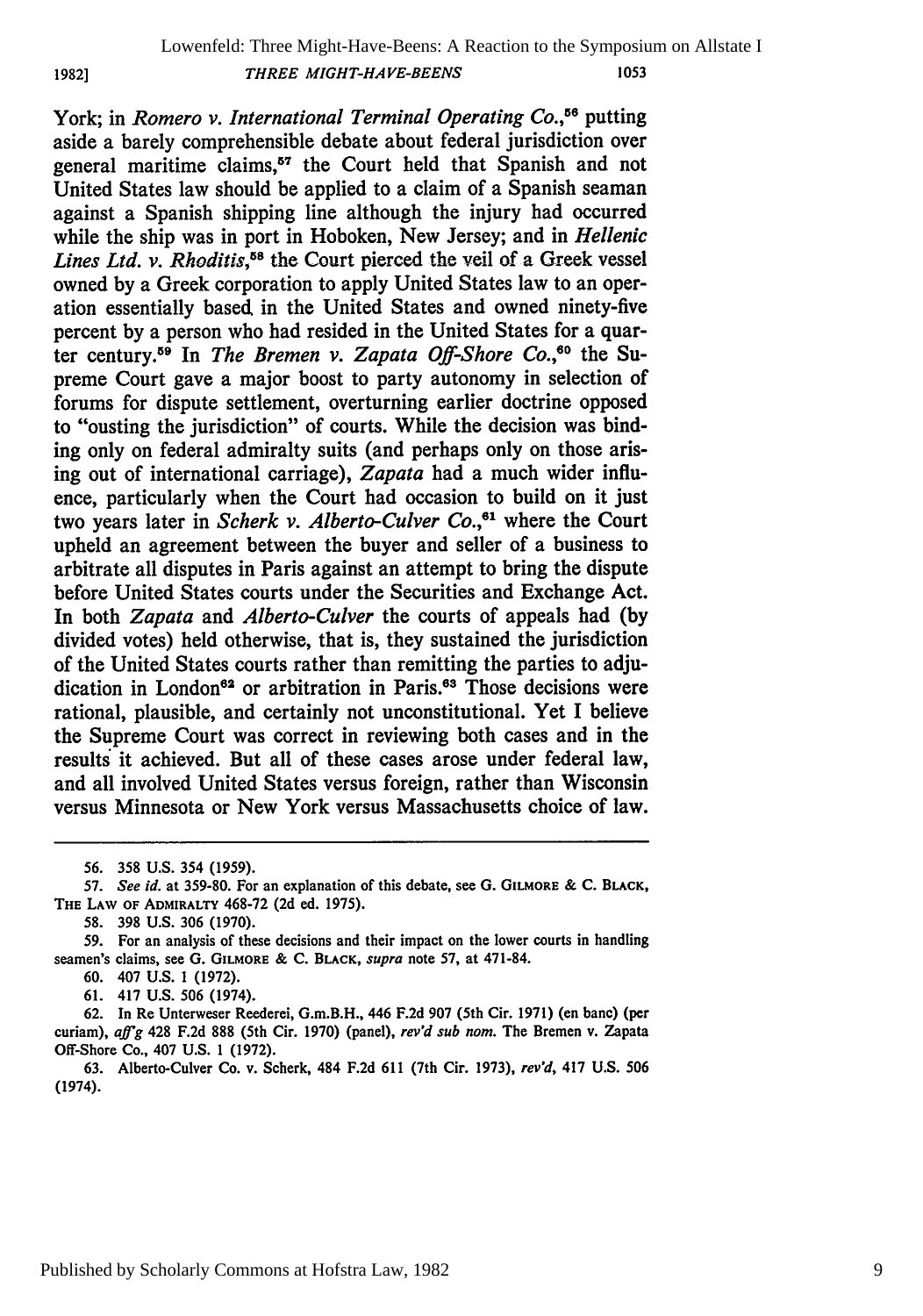York; in *Romero v. International Terminal Operating Co.*,[56] putting aside a barely comprehensible debate about federal jurisdiction over general maritime claims,[57] the Court held that Spanish and not United States law should be applied to a claim of a Spanish seaman against a Spanish shipping line although the injury had occurred while the ship was in port in Hoboken, New Jersey; and in *Hellenic Lines Ltd. v. Rhoditis*,[58] the Court pierced the veil of a Greek vessel owned by a Greek corporation to apply United States law to an operation essentially based in the United States and owned ninety-five percent by a person who had resided in the United States for a quarter century.[59] In *The Bremen v. Zapata Off-Shore Co.*,[60] the Supreme Court gave a major boost to party autonomy in selection of forums for dispute settlement, overturning earlier doctrine opposed to "ousting the jurisdiction" of courts. While the decision was binding only on federal admiralty suits (and perhaps only on those arising out of international carriage), *Zapata* had a much wider influence, particularly when the Court had occasion to build on it just two years later in *Scherk v. Alberto-Culver Co.*,[61] where the Court upheld an agreement between the buyer and seller of a business to arbitrate all disputes in Paris against an attempt to bring the dispute before United States courts under the Securities and Exchange Act. In both *Zapata* and *Alberto-Culver* the courts of appeals had (by divided votes) held otherwise, that is, they sustained the jurisdiction of the United States courts rather than remitting the parties to adjudication in London[62] or arbitration in Paris.[63] Those decisions were rational, plausible, and certainly not unconstitutional. Yet I believe the Supreme Court was correct in reviewing both cases and in the results it achieved. But all of these cases arose under federal law, and all involved United States versus foreign, rather than Wisconsin versus Minnesota or New York versus Massachusetts choice of law.

---

56. 358 U.S. 354 (1959).

57. *See id.* at 359-80. For an explanation of this debate, see G. GILMORE & C. BLACK, THE LAW OF ADMIRALTY 468-72 (2d ed. 1975).

58. 398 U.S. 306 (1970).

59. For an analysis of these decisions and their impact on the lower courts in handling seamen's claims, see G. GILMORE & C. BLACK, *supra* note 57, at 471-84.

60. 407 U.S. 1 (1972).

61. 417 U.S. 506 (1974).

62. In Re Unterweser Reederei, G.m.B.H., 446 F.2d 907 (5th Cir. 1971) (en banc) (per curiam), *aff'g* 428 F.2d 888 (5th Cir. 1970) (panel), *rev'd sub nom.* The Bremen v. Zapata Off-Shore Co., 407 U.S. 1 (1972).

63. Alberto-Culver Co. v. Scherk, 484 F.2d 611 (7th Cir. 1973), *rev'd*, 417 U.S. 506 (1974).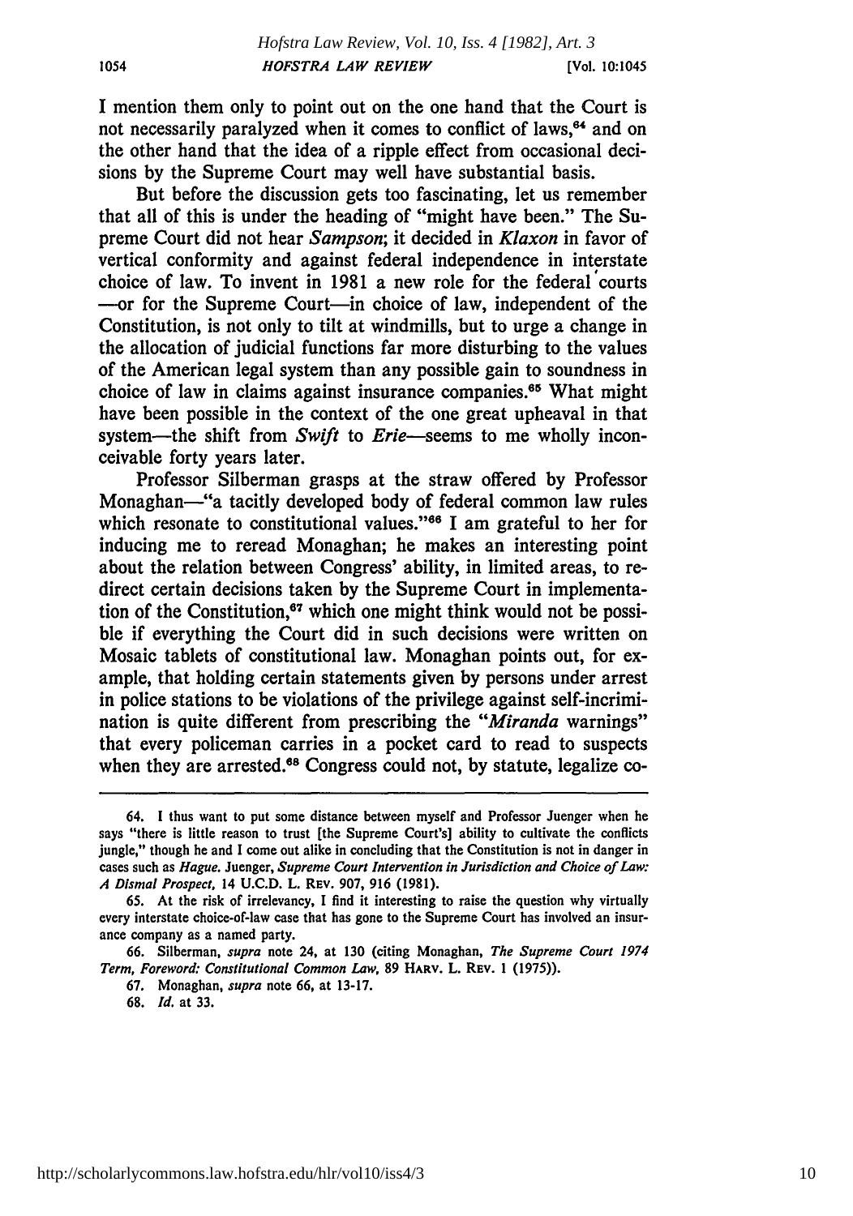I mention them only to point out on the one hand that the Court is not necessarily paralyzed when it comes to conflict of laws,[64] and on the other hand that the idea of a ripple effect from occasional decisions by the Supreme Court may well have substantial basis.

But before the discussion gets too fascinating, let us remember that all of this is under the heading of "might have been." The Supreme Court did not hear *Sampson*; it decided in *Klaxon* in favor of vertical conformity and against federal independence in interstate choice of law. To invent in 1981 a new role for the federal courts —or for the Supreme Court—in choice of law, independent of the Constitution, is not only to tilt at windmills, but to urge a change in the allocation of judicial functions far more disturbing to the values of the American legal system than any possible gain to soundness in choice of law in claims against insurance companies.[65] What might have been possible in the context of the one great upheaval in that system—the shift from *Swift* to *Erie*—seems to me wholly inconceivable forty years later.

Professor Silberman grasps at the straw offered by Professor Monaghan—"a tacitly developed body of federal common law rules which resonate to constitutional values."[66] I am grateful to her for inducing me to reread Monaghan; he makes an interesting point about the relation between Congress' ability, in limited areas, to redirect certain decisions taken by the Supreme Court in implementation of the Constitution,[67] which one might think would not be possible if everything the Court did in such decisions were written on Mosaic tablets of constitutional law. Monaghan points out, for example, that holding certain statements given by persons under arrest in police stations to be violations of the privilege against self-incrimination is quite different from prescribing the "*Miranda* warnings" that every policeman carries in a pocket card to read to suspects when they are arrested.[68] Congress could not, by statute, legalize co-

---

64. I thus want to put some distance between myself and Professor Juenger when he says "there is little reason to trust [the Supreme Court's] ability to cultivate the conflicts jungle," though he and I come out alike in concluding that the Constitution is not in danger in cases such as *Hague*. Juenger, *Supreme Court Intervention in Jurisdiction and Choice of Law: A Dismal Prospect*, 14 U.C.D. L. Rev. 907, 916 (1981).

65. At the risk of irrelevancy, I find it interesting to raise the question why virtually every interstate choice-of-law case that has gone to the Supreme Court has involved an insurance company as a named party.

66. Silberman, *supra* note 24, at 130 (citing Monaghan, *The Supreme Court 1974 Term, Foreword: Constitutional Common Law*, 89 Harv. L. Rev. 1 (1975)).

67. Monaghan, *supra* note 66, at 13-17.

68. *Id.* at 33.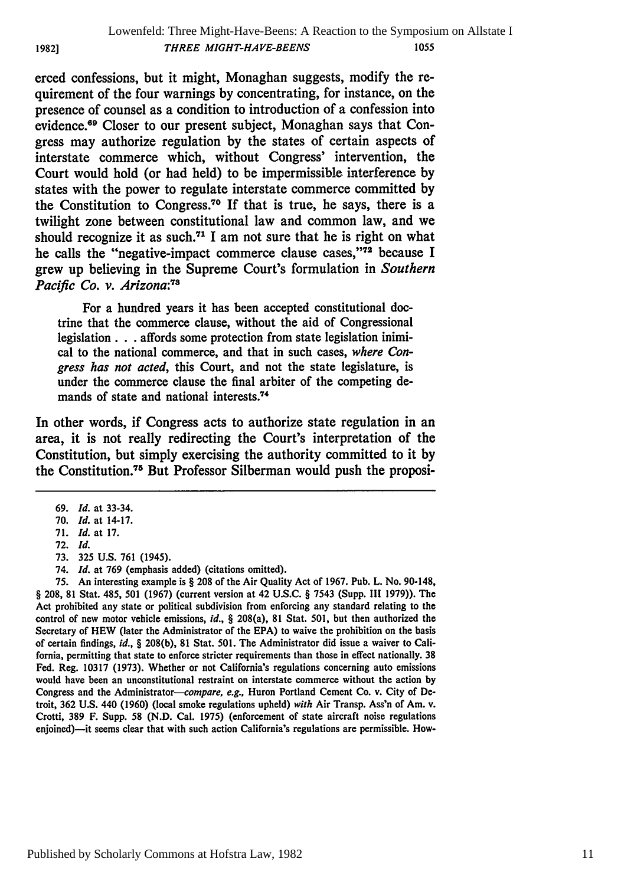erced confessions, but it might, Monaghan suggests, modify the requirement of the four warnings by concentrating, for instance, on the presence of counsel as a condition to introduction of a confession into evidence.[69] Closer to our present subject, Monaghan says that Congress may authorize regulation by the states of certain aspects of interstate commerce which, without Congress' intervention, the Court would hold (or had held) to be impermissible interference by states with the power to regulate interstate commerce committed by the Constitution to Congress.[70] If that is true, he says, there is a twilight zone between constitutional law and common law, and we should recognize it as such.[71] I am not sure that he is right on what he calls the "negative-impact commerce clause cases,"[72] because I grew up believing in the Supreme Court's formulation in *Southern Pacific Co. v. Arizona*:[73]

> For a hundred years it has been accepted constitutional doctrine that the commerce clause, without the aid of Congressional legislation . . . affords some protection from state legislation inimical to the national commerce, and that in such cases, *where Congress has not acted*, this Court, and not the state legislature, is under the commerce clause the final arbiter of the competing demands of state and national interests.[74]

In other words, if Congress acts to authorize state regulation in an area, it is not really redirecting the Court's interpretation of the Constitution, but simply exercising the authority committed to it by the Constitution.[75] But Professor Silberman would push the proposi-

---

69. *Id.* at 33-34.

70. *Id.* at 14-17.

71. *Id.* at 17.

72. *Id.*

73. 325 U.S. 761 (1945).

74. *Id.* at 769 (emphasis added) (citations omitted).

75. An interesting example is § 208 of the Air Quality Act of 1967. Pub. L. No. 90-148, § 208, 81 Stat. 485, 501 (1967) (current version at 42 U.S.C. § 7543 (Supp. III 1979)). The Act prohibited any state or political subdivision from enforcing any standard relating to the control of new motor vehicle emissions, *id.*, § 208(a), 81 Stat. 501, but then authorized the Secretary of HEW (later the Administrator of the EPA) to waive the prohibition on the basis of certain findings, *id.*, § 208(b), 81 Stat. 501. The Administrator did issue a waiver to California, permitting that state to enforce stricter requirements than those in effect nationally. 38 Fed. Reg. 10317 (1973). Whether or not California's regulations concerning auto emissions would have been an unconstitutional restraint on interstate commerce without the action by Congress and the Administrator—*compare, e.g.*, Huron Portland Cement Co. v. City of Detroit, 362 U.S. 440 (1960) (local smoke regulations upheld) *with* Air Transp. Ass'n of Am. v. Crotti, 389 F. Supp. 58 (N.D. Cal. 1975) (enforcement of state aircraft noise regulations enjoined)—it seems clear that with such action California's regulations are permissible. How-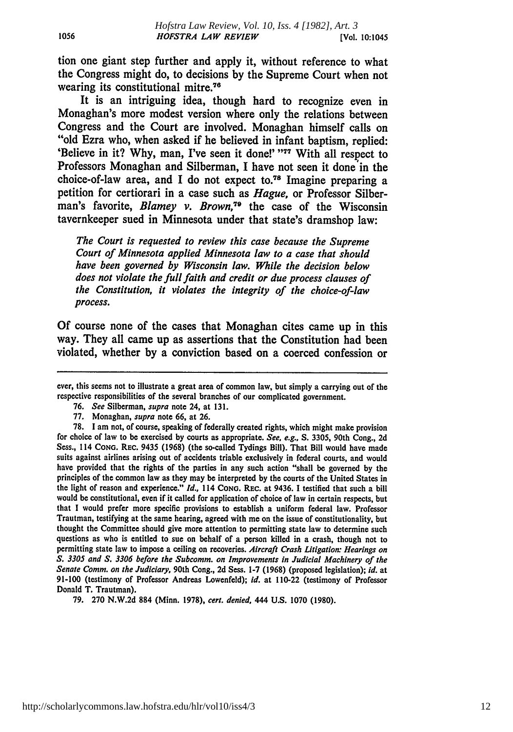tion one giant step further and apply it, without reference to what the Congress might do, to decisions by the Supreme Court when not wearing its constitutional mitre.[76]

It is an intriguing idea, though hard to recognize even in Monaghan's more modest version where only the relations between Congress and the Court are involved. Monaghan himself calls on "old Ezra who, when asked if he believed in infant baptism, replied: 'Believe in it? Why, man, I've seen it done!' "[77] With all respect to Professors Monaghan and Silberman, I have not seen it done in the choice-of-law area, and I do not expect to.[78] Imagine preparing a petition for certiorari in a case such as *Hague*, or Professor Silberman's favorite, *Blamey v. Brown*,[79] the case of the Wisconsin tavernkeeper sued in Minnesota under that state's dramshop law:

> *The Court is requested to review this case because the Supreme Court of Minnesota applied Minnesota law to a case that should have been governed by Wisconsin law. While the decision below does not violate the full faith and credit or due process clauses of the Constitution, it violates the integrity of the choice-of-law process.*

Of course none of the cases that Monaghan cites came up in this way. They all came up as assertions that the Constitution had been violated, whether by a conviction based on a coerced confession or

---

ever, this seems not to illustrate a great area of common law, but simply a carrying out of the respective responsibilities of the several branches of our complicated government.

76. *See* Silberman, *supra* note 24, at 131.

77. Monaghan, *supra* note 66, at 26.

78. I am not, of course, speaking of federally created rights, which might make provision for choice of law to be exercised by courts as appropriate. *See, e.g.*, S. 3305, 90th Cong., 2d Sess., 114 CONG. REC. 9435 (1968) (the so-called Tydings Bill). That Bill would have made suits against airlines arising out of accidents triable exclusively in federal courts, and would have provided that the rights of the parties in any such action "shall be governed by the principles of the common law as they may be interpreted by the courts of the United States in the light of reason and experience." *Id.*, 114 CONG. REC. at 9436. I testified that such a bill would be constitutional, even if it called for application of choice of law in certain respects, but that I would prefer more specific provisions to establish a uniform federal law. Professor Trautman, testifying at the same hearing, agreed with me on the issue of constitutionality, but thought the Committee should give more attention to permitting state law to determine such questions as who is entitled to sue on behalf of a person killed in a crash, though not to permitting state law to impose a ceiling on recoveries. *Aircraft Crash Litigation: Hearings on S. 3305 and S. 3306 before the Subcomm. on Improvements in Judicial Machinery of the Senate Comm. on the Judiciary*, 90th Cong., 2d Sess. 1-7 (1968) (proposed legislation); *id.* at 91-100 (testimony of Professor Andreas Lowenfeld); *id.* at 110-22 (testimony of Professor Donald T. Trautman).

79. 270 N.W.2d 884 (Minn. 1978), *cert. denied*, 444 U.S. 1070 (1980).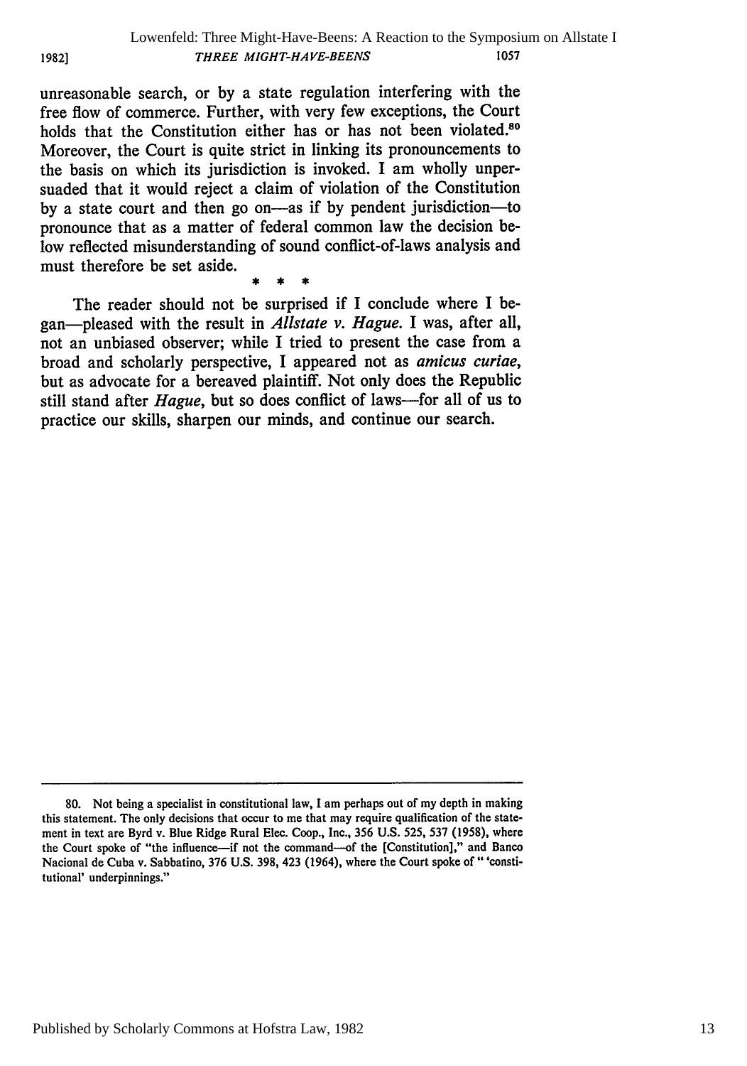unreasonable search, or by a state regulation interfering with the free flow of commerce. Further, with very few exceptions, the Court holds that the Constitution either has or has not been violated.[80] Moreover, the Court is quite strict in linking its pronouncements to the basis on which its jurisdiction is invoked. I am wholly unpersuaded that it would reject a claim of violation of the Constitution by a state court and then go on—as if by pendent jurisdiction—to pronounce that as a matter of federal common law the decision below reflected misunderstanding of sound conflict-of-laws analysis and must therefore be set aside.

\* \* \*

The reader should not be surprised if I conclude where I began—pleased with the result in *Allstate v. Hague.* I was, after all, not an unbiased observer; while I tried to present the case from a broad and scholarly perspective, I appeared not as *amicus curiae*, but as advocate for a bereaved plaintiff. Not only does the Republic still stand after *Hague*, but so does conflict of laws—for all of us to practice our skills, sharpen our minds, and continue our search.

---

80. Not being a specialist in constitutional law, I am perhaps out of my depth in making this statement. The only decisions that occur to me that may require qualification of the statement in text are Byrd v. Blue Ridge Rural Elec. Coop., Inc., 356 U.S. 525, 537 (1958), where the Court spoke of "the influence—if not the command—of the [Constitution]," and Banco Nacional de Cuba v. Sabbatino, 376 U.S. 398, 423 (1964), where the Court spoke of " 'constitutional' underpinnings."